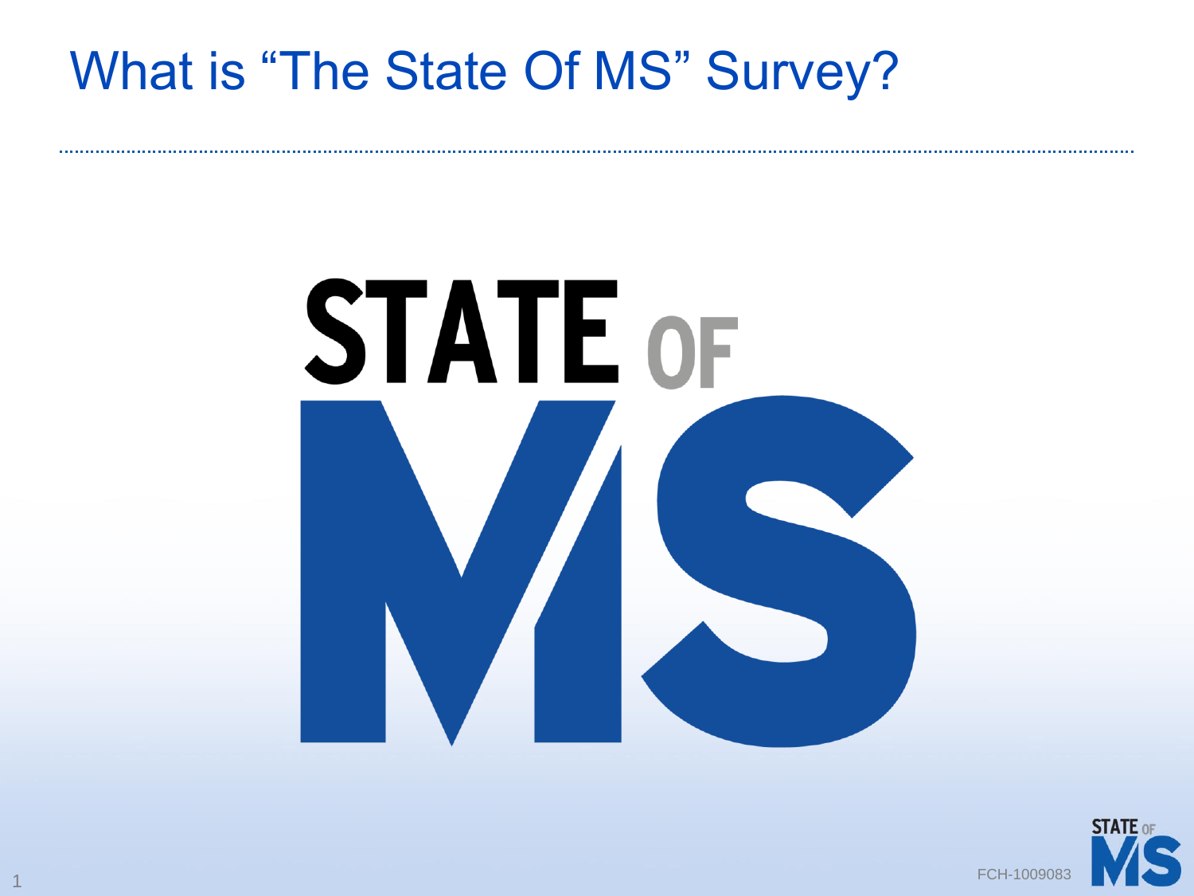# What is "The State Of MS" Survey?

STATE OF MS

FCH-1009083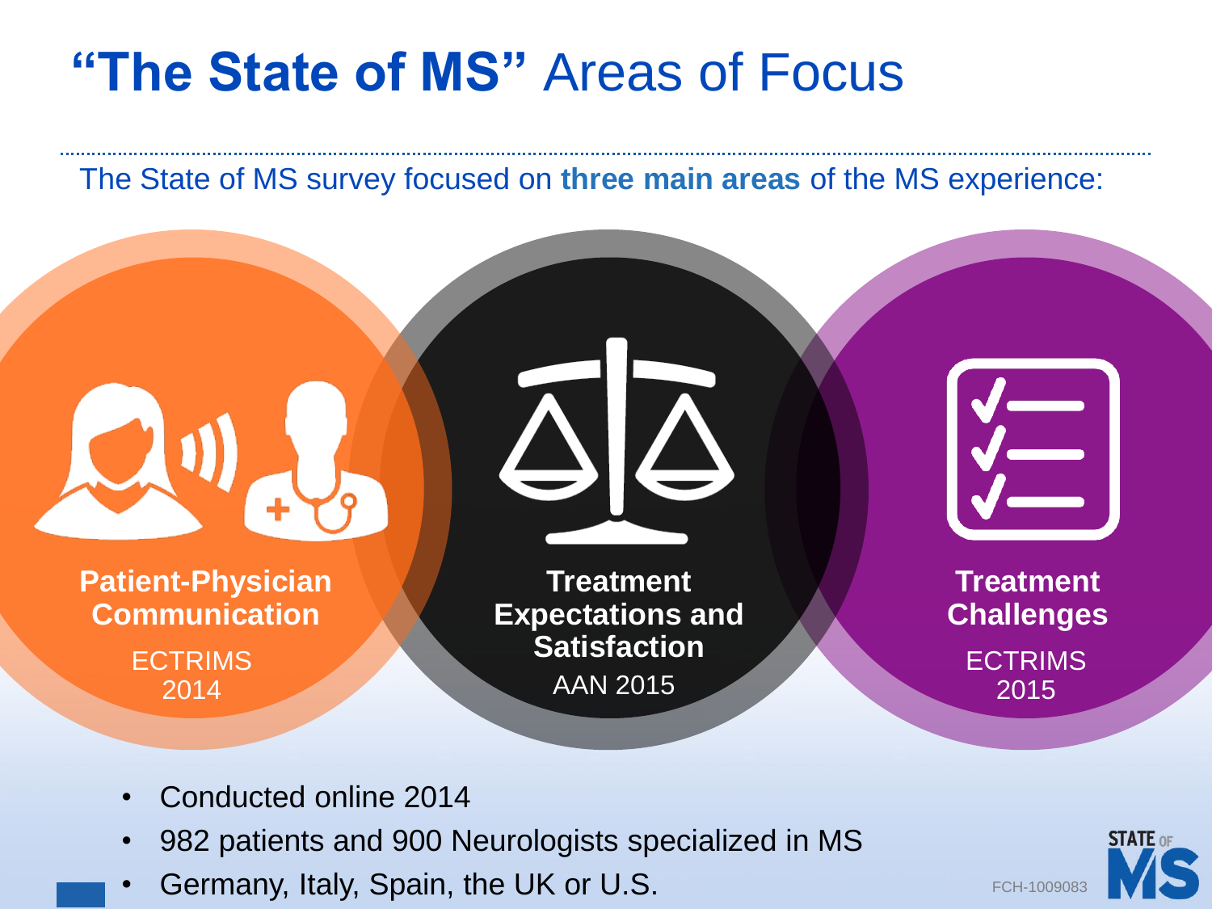# "The State of MS" Areas of Focus

The State of MS survey focused on **three main areas** of the MS experience:

**Patient-Physician Communication**
ECTRIMS 2014

**Treatment Expectations and Satisfaction**
AAN 2015

**Treatment Challenges**
ECTRIMS 2015

- Conducted online 2014
- 982 patients and 900 Neurologists specialized in MS
- Germany, Italy, Spain, the UK or U.S.

FCH-1009083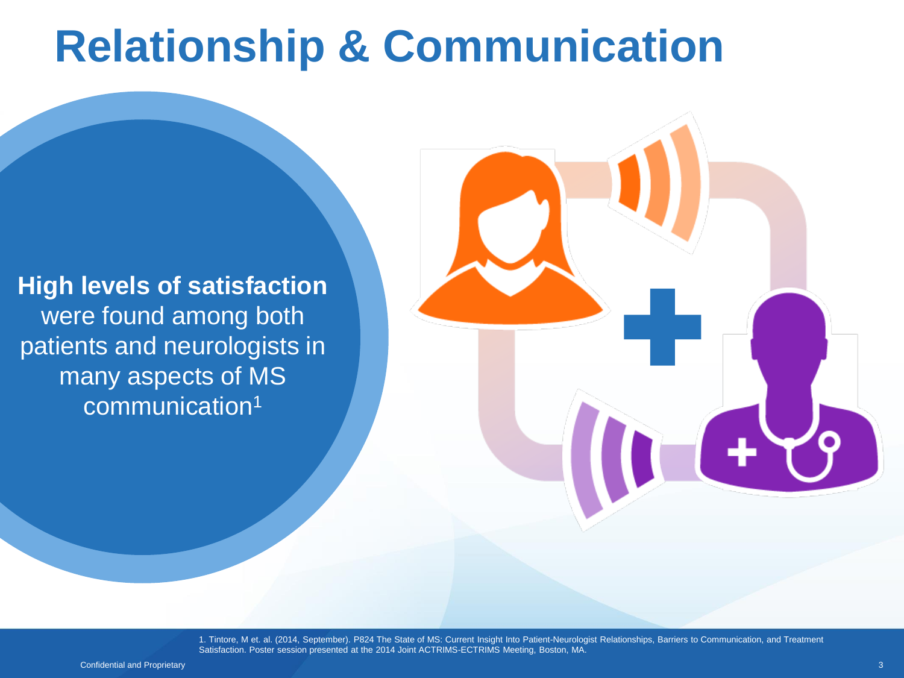# Relationship & Communication

**High levels of satisfaction** were found among both patients and neurologists in many aspects of MS communication[1]

1. Tintore, M et. al. (2014, September). P824 The State of MS: Current Insight Into Patient-Neurologist Relationships, Barriers to Communication, and Treatment Satisfaction. Poster session presented at the 2014 Joint ACTRIMS-ECTRIMS Meeting, Boston, MA.

Confidential and Proprietary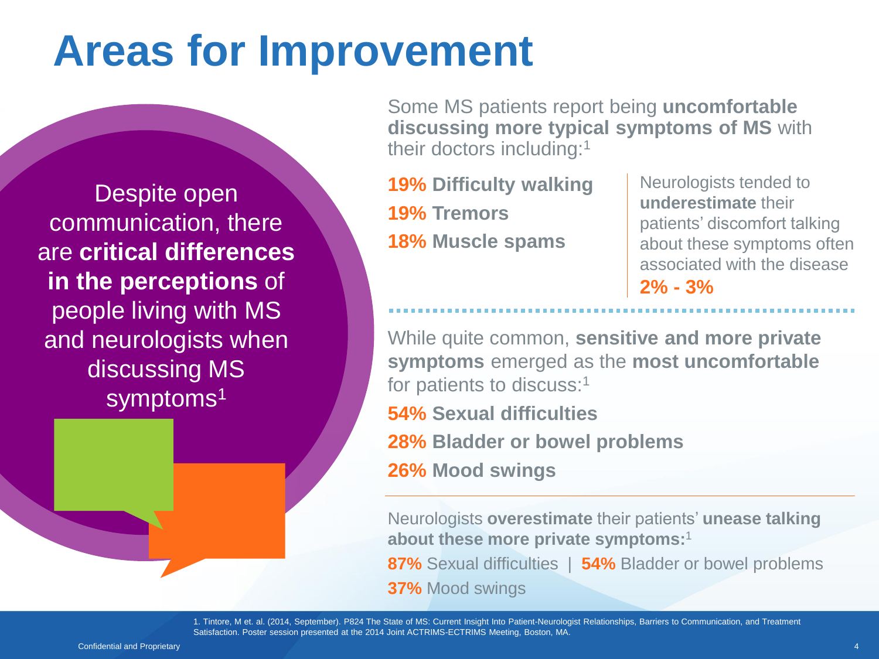# Areas for Improvement

Despite open communication, there are **critical differences in the perceptions** of people living with MS and neurologists when discussing MS symptoms[1]

Some MS patients report being **uncomfortable discussing more typical symptoms of MS** with their doctors including:[1]

**19% Difficulty walking**

**19% Tremors**

**18% Muscle spams**

Neurologists tended to **underestimate** their patients' discomfort talking about these symptoms often associated with the disease

**2% - 3%**

While quite common, **sensitive and more private symptoms** emerged as the **most uncomfortable** for patients to discuss:[1]

**54% Sexual difficulties**

**28% Bladder or bowel problems**

**26% Mood swings**

Neurologists **overestimate** their patients' **unease talking about these more private symptoms:**[1]

**87%** Sexual difficulties | **54%** Bladder or bowel problems

**37%** Mood swings

1. Tintore, M et. al. (2014, September). P824 The State of MS: Current Insight Into Patient-Neurologist Relationships, Barriers to Communication, and Treatment Satisfaction. Poster session presented at the 2014 Joint ACTRIMS-ECTRIMS Meeting, Boston, MA.

Confidential and Proprietary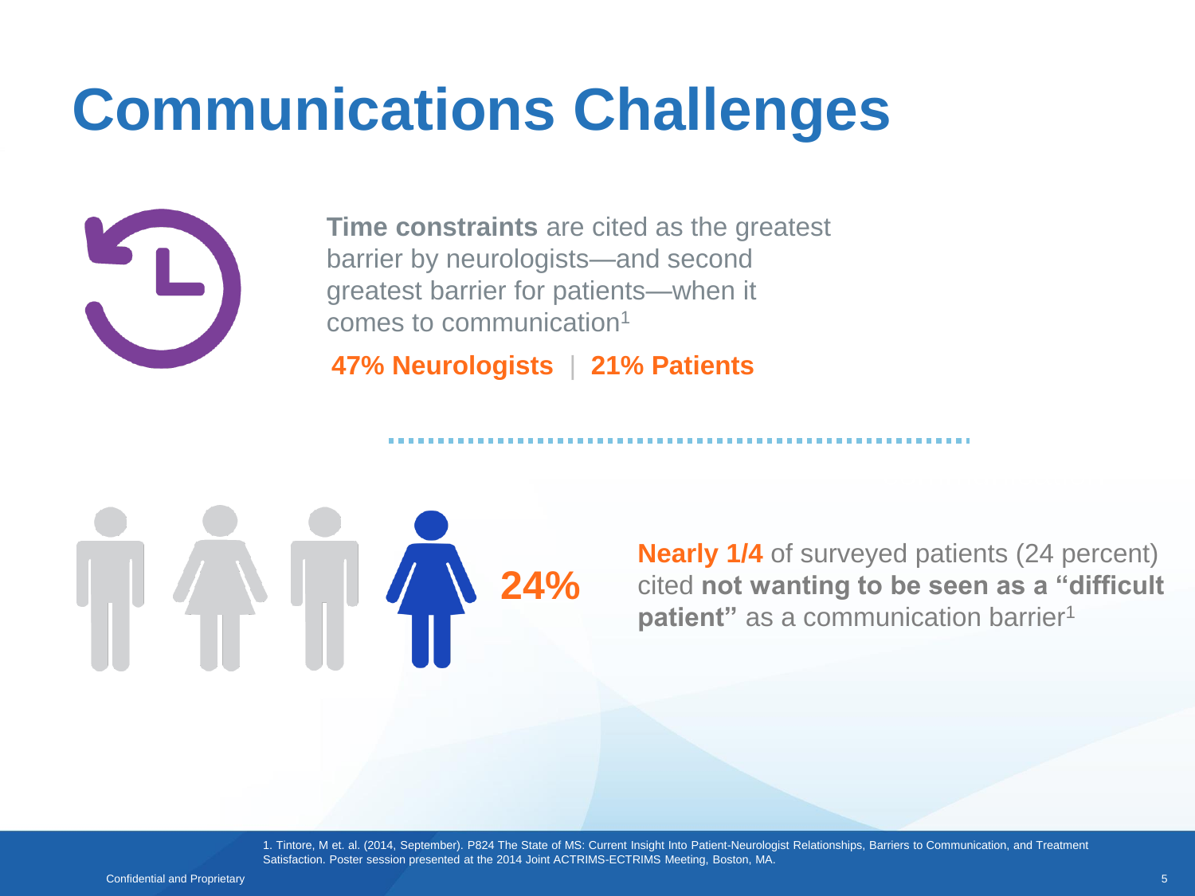# Communications Challenges

**Time constraints** are cited as the greatest barrier by neurologists—and second greatest barrier for patients—when it comes to communication[1]

**47% Neurologists** | **21% Patients**

**24%**

**Nearly 1/4** of surveyed patients (24 percent) cited **not wanting to be seen as a "difficult patient"** as a communication barrier[1]

1. Tintore, M et. al. (2014, September). P824 The State of MS: Current Insight Into Patient-Neurologist Relationships, Barriers to Communication, and Treatment Satisfaction. Poster session presented at the 2014 Joint ACTRIMS-ECTRIMS Meeting, Boston, MA.

Confidential and Proprietary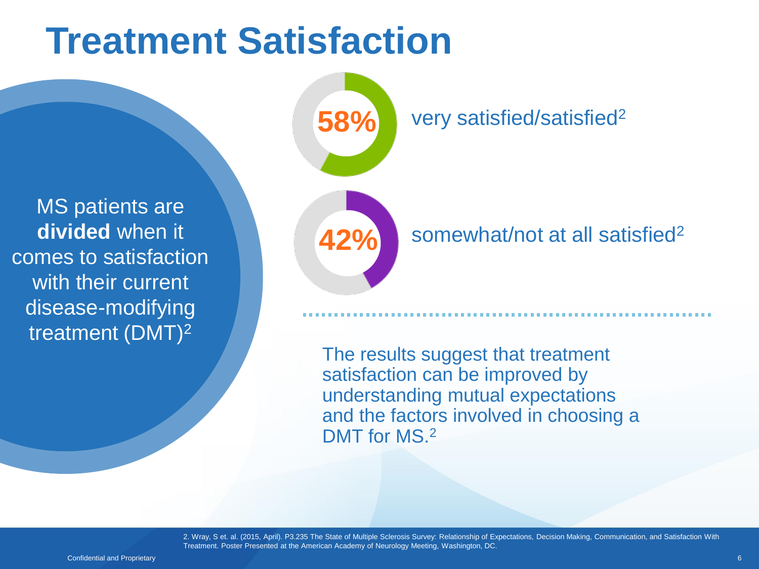# Treatment Satisfaction

MS patients are **divided** when it comes to satisfaction with their current disease-modifying treatment (DMT)[2]

58%

very satisfied/satisfied[2]

42%

somewhat/not at all satisfied[2]

The results suggest that treatment satisfaction can be improved by understanding mutual expectations and the factors involved in choosing a DMT for MS.[2]

2. Wray, S et. al. (2015, April). P3.235 The State of Multiple Sclerosis Survey: Relationship of Expectations, Decision Making, Communication, and Satisfaction With Treatment. Poster Presented at the American Academy of Neurology Meeting, Washington, DC.

Confidential and Proprietary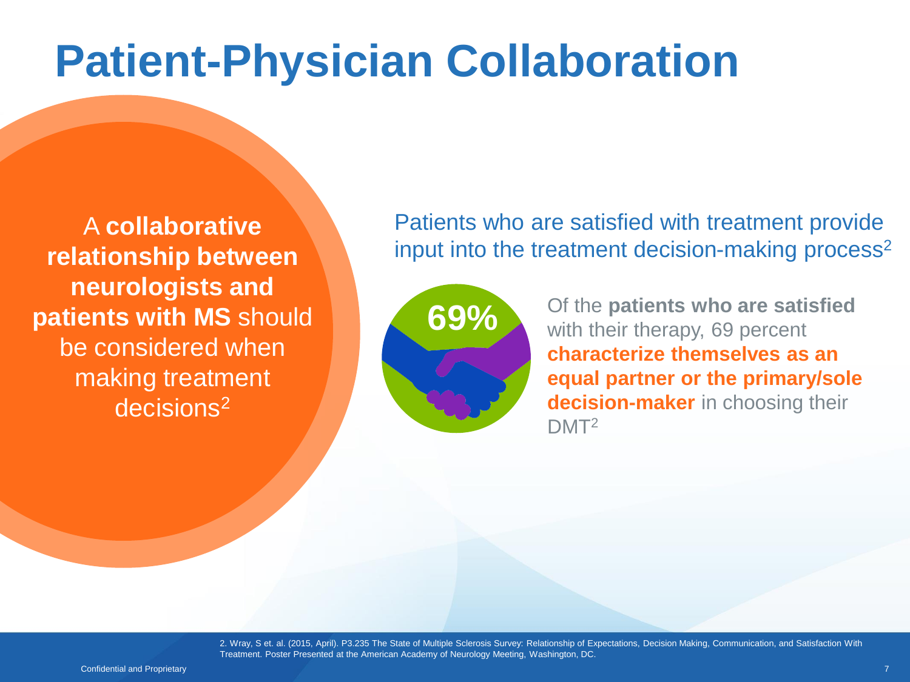# Patient-Physician Collaboration

A **collaborative relationship between neurologists and patients with MS** should be considered when making treatment decisions[2]

Patients who are satisfied with treatment provide input into the treatment decision-making process[2]

**69%**

Of the **patients who are satisfied** with their therapy, 69 percent **characterize themselves as an equal partner or the primary/sole decision-maker** in choosing their DMT[2]

2. Wray, S et. al. (2015, April). P3.235 The State of Multiple Sclerosis Survey: Relationship of Expectations, Decision Making, Communication, and Satisfaction With Treatment. Poster Presented at the American Academy of Neurology Meeting, Washington, DC.

Confidential and Proprietary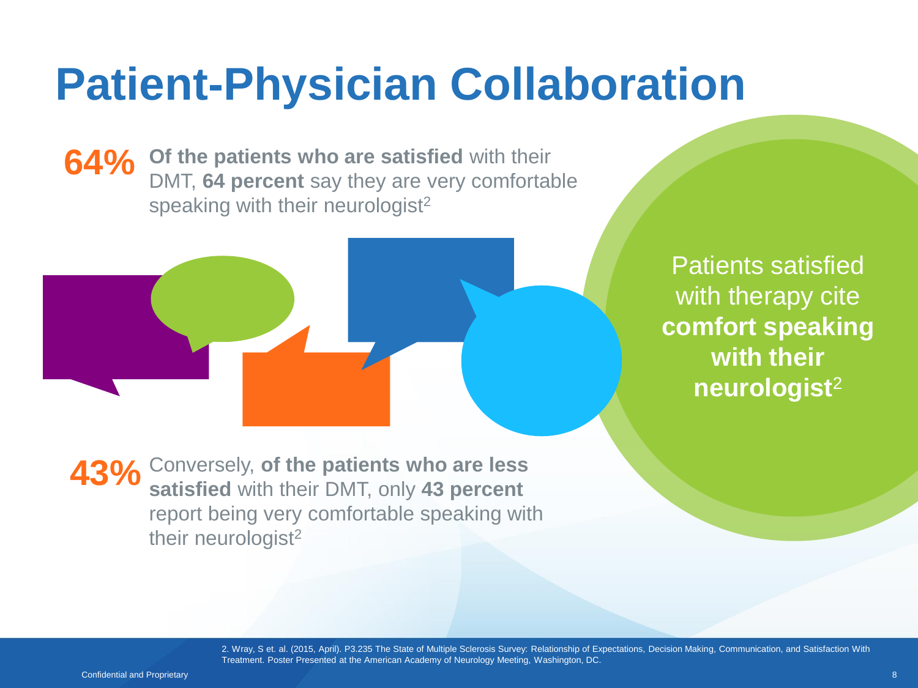# Patient-Physician Collaboration

**64%** **Of the patients who are satisfied** with their DMT, **64 percent** say they are very comfortable speaking with their neurologist[2]

Patients satisfied with therapy cite **comfort speaking with their neurologist**[2]

**43%** Conversely, **of the patients who are less satisfied** with their DMT, only **43 percent** report being very comfortable speaking with their neurologist[2]

2. Wray, S et. al. (2015, April). P3.235 The State of Multiple Sclerosis Survey: Relationship of Expectations, Decision Making, Communication, and Satisfaction With Treatment. Poster Presented at the American Academy of Neurology Meeting, Washington, DC.

Confidential and Proprietary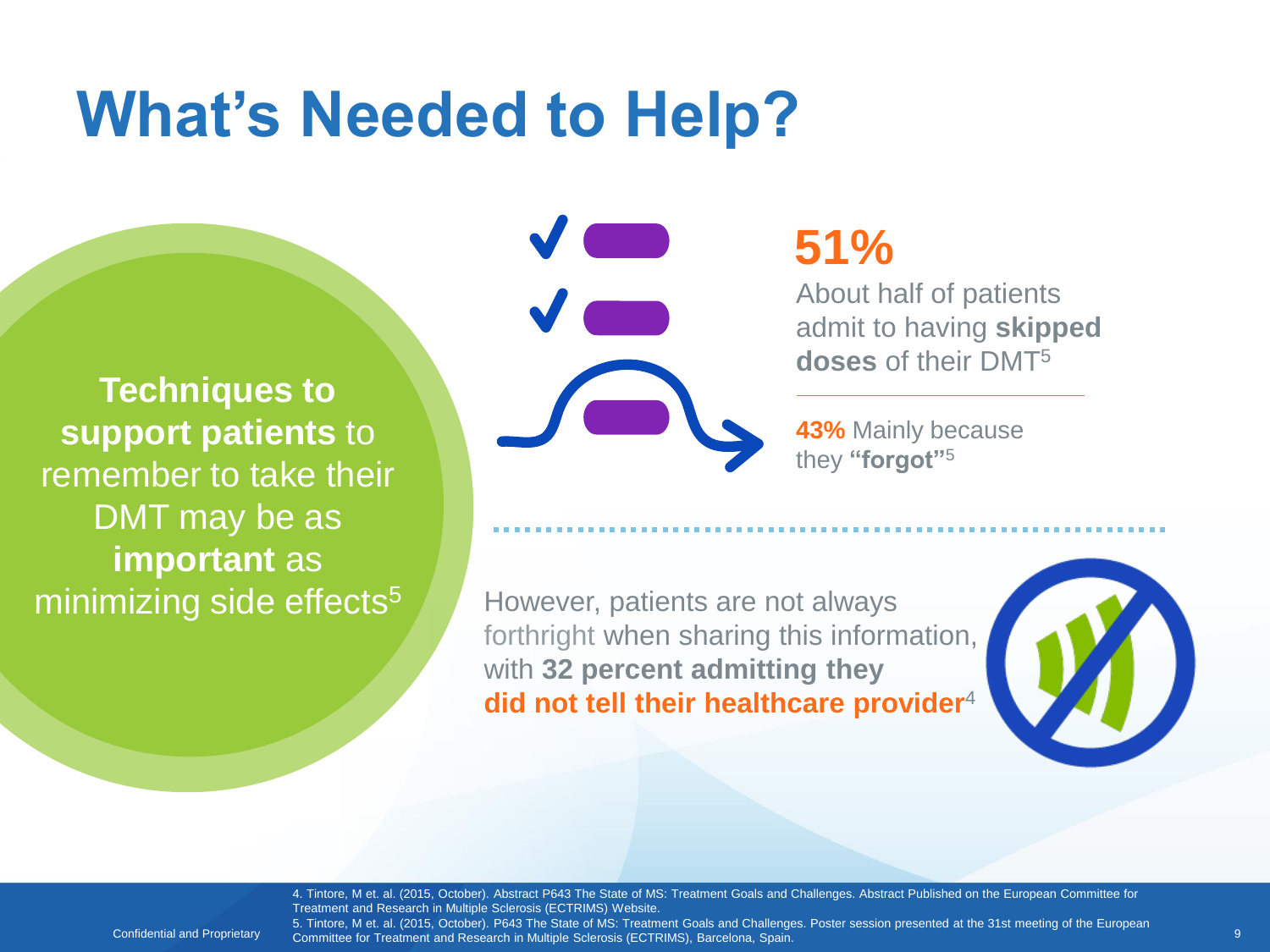# What's Needed to Help?

**Techniques to support patients** to remember to take their DMT may be as **important** as minimizing side effects[5]

**51%**

About half of patients admit to having **skipped doses** of their DMT[5]

**43%** Mainly because they **"forgot"**[5]

However, patients are not always forthright when sharing this information, with **32 percent admitting they did not tell their healthcare provider**[4]

4. Tintore, M et. al. (2015, October). Abstract P643 The State of MS: Treatment Goals and Challenges. Abstract Published on the European Committee for Treatment and Research in Multiple Sclerosis (ECTRIMS) Website.

5. Tintore, M et. al. (2015, October). P643 The State of MS: Treatment Goals and Challenges. Poster session presented at the 31st meeting of the European Committee for Treatment and Research in Multiple Sclerosis (ECTRIMS), Barcelona, Spain.

Confidential and Proprietary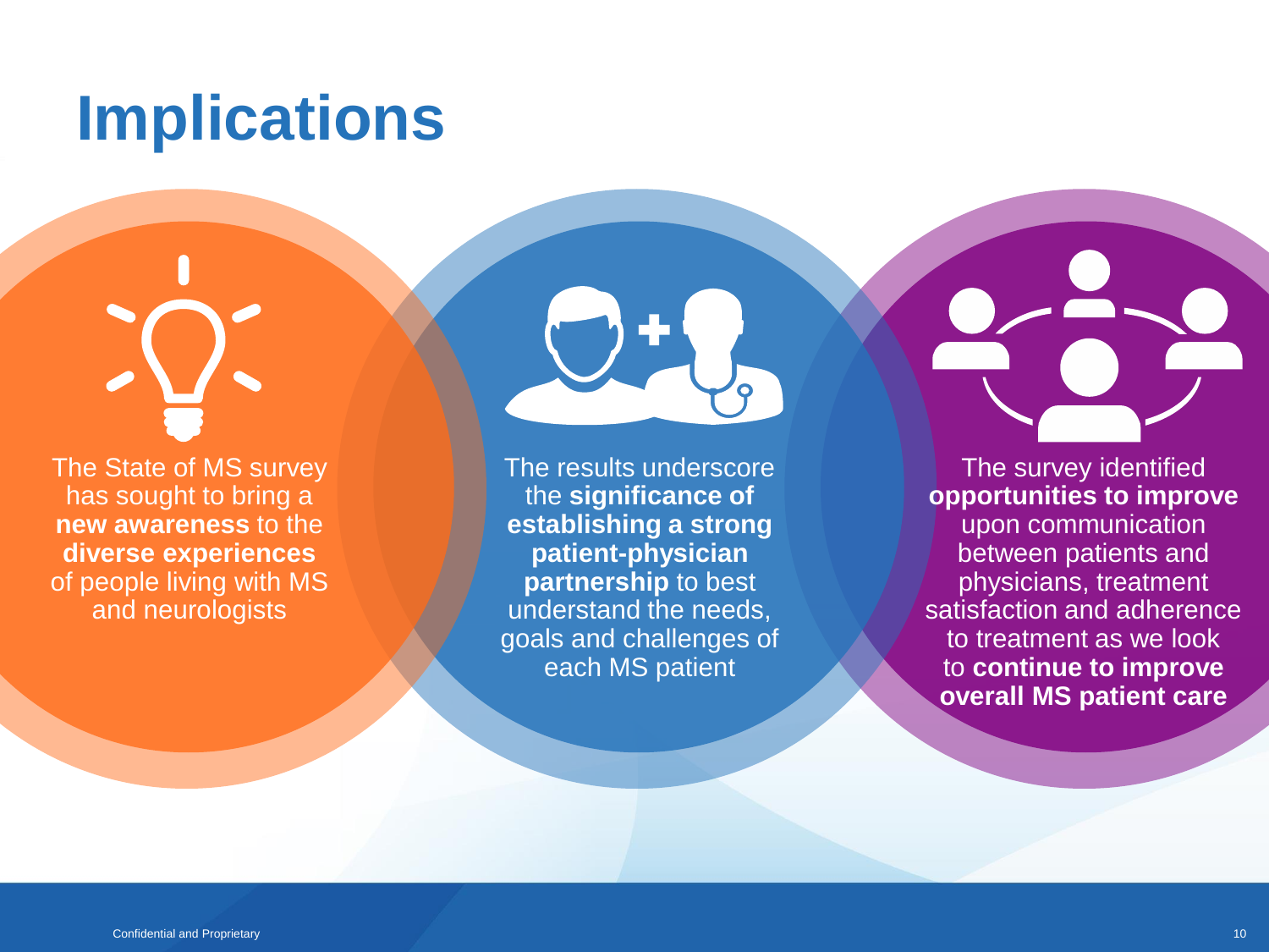# Implications

The State of MS survey has sought to bring a **new awareness** to the **diverse experiences** of people living with MS and neurologists

The results underscore the **significance of establishing a strong patient-physician partnership** to best understand the needs, goals and challenges of each MS patient

The survey identified **opportunities to improve** upon communication between patients and physicians, treatment satisfaction and adherence to treatment as we look to **continue to improve overall MS patient care**

Confidential and Proprietary